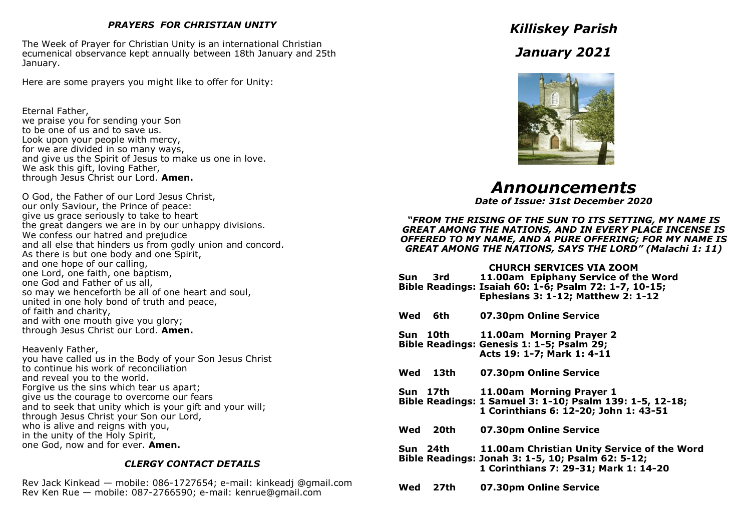### *PRAYERS FOR CHRISTIAN UNITY*

The Week of Prayer for Christian Unity is an international Christian ecumenical observance kept annually between 18th January and 25th January.

Here are some prayers you might like to offer for Unity:

Eternal Father,
we praise you for sending your Son
to be one of us and to save us.
Look upon your people with mercy,
for we are divided in so many ways,
and give us the Spirit of Jesus to make us one in love.
We ask this gift, loving Father,
through Jesus Christ our Lord. **Amen.**

O God, the Father of our Lord Jesus Christ,
our only Saviour, the Prince of peace:
give us grace seriously to take to heart
the great dangers we are in by our unhappy divisions.
We confess our hatred and prejudice
and all else that hinders us from godly union and concord.
As there is but one body and one Spirit,
and one hope of our calling,
one Lord, one faith, one baptism,
one God and Father of us all,
so may we henceforth be all of one heart and soul,
united in one holy bond of truth and peace,
of faith and charity,
and with one mouth give you glory;
through Jesus Christ our Lord. **Amen.**

Heavenly Father,
you have called us in the Body of your Son Jesus Christ
to continue his work of reconciliation
and reveal you to the world.
Forgive us the sins which tear us apart;
give us the courage to overcome our fears
and to seek that unity which is your gift and your will;
through Jesus Christ your Son our Lord,
who is alive and reigns with you,
in the unity of the Holy Spirit,
one God, now and for ever. **Amen.**

### *CLERGY CONTACT DETAILS*

Rev Jack Kinkead — mobile: 086-1727654; e-mail: kinkeadj @gmail.com
Rev Ken Rue — mobile: 087-2766590; e-mail: kenrue@gmail.com

## *Killiskey Parish*

## *January 2021*

# *Announcements*

***Date of Issue: 31st December 2020***

***"FROM THE RISING OF THE SUN TO ITS SETTING, MY NAME IS GREAT AMONG THE NATIONS, AND IN EVERY PLACE INCENSE IS OFFERED TO MY NAME, AND A PURE OFFERING; FOR MY NAME IS GREAT AMONG THE NATIONS, SAYS THE LORD" (Malachi 1: 11)***

**CHURCH SERVICES VIA ZOOM**

**Sun 3rd** **11.00am Epiphany Service of the Word**
**Bible Readings: Isaiah 60: 1-6; Psalm 72: 1-7, 10-15; Ephesians 3: 1-12; Matthew 2: 1-12**

**Wed 6th** **07.30pm Online Service**

**Sun 10th** **11.00am Morning Prayer 2**
**Bible Readings: Genesis 1: 1-5; Psalm 29; Acts 19: 1-7; Mark 1: 4-11**

**Wed 13th** **07.30pm Online Service**

**Sun 17th** **11.00am Morning Prayer 1**
**Bible Readings: 1 Samuel 3: 1-10; Psalm 139: 1-5, 12-18; 1 Corinthians 6: 12-20; John 1: 43-51**

**Wed 20th** **07.30pm Online Service**

**Sun 24th** **11.00am Christian Unity Service of the Word**
**Bible Readings: Jonah 3: 1-5, 10; Psalm 62: 5-12; 1 Corinthians 7: 29-31; Mark 1: 14-20**

**Wed 27th** **07.30pm Online Service**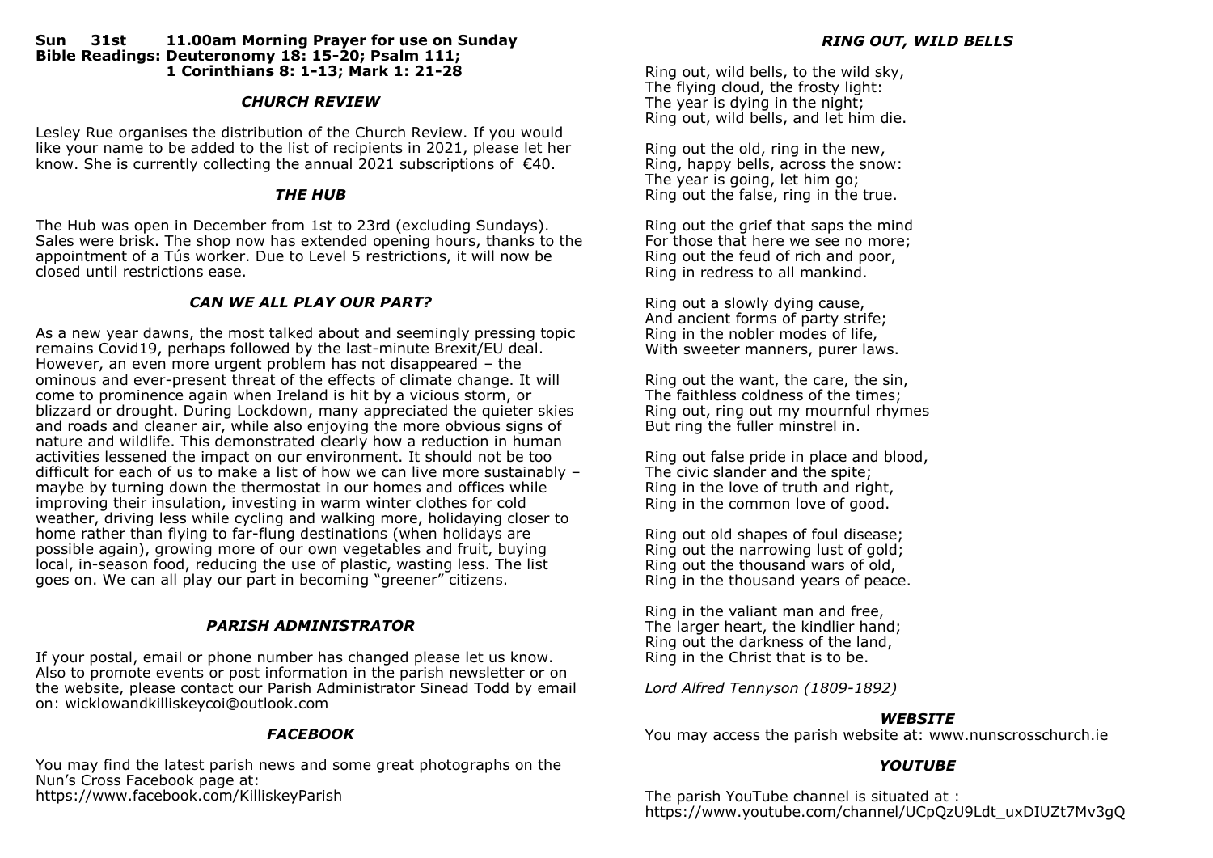**Sun 31st 11.00am Morning Prayer for use on Sunday**
**Bible Readings: Deuteronomy 18: 15-20; Psalm 111; 1 Corinthians 8: 1-13; Mark 1: 21-28**

### *CHURCH REVIEW*

Lesley Rue organises the distribution of the Church Review. If you would like your name to be added to the list of recipients in 2021, please let her know. She is currently collecting the annual 2021 subscriptions of €40.

### *THE HUB*

The Hub was open in December from 1st to 23rd (excluding Sundays). Sales were brisk. The shop now has extended opening hours, thanks to the appointment of a Tús worker. Due to Level 5 restrictions, it will now be closed until restrictions ease.

### *CAN WE ALL PLAY OUR PART?*

As a new year dawns, the most talked about and seemingly pressing topic remains Covid19, perhaps followed by the last-minute Brexit/EU deal. However, an even more urgent problem has not disappeared – the ominous and ever-present threat of the effects of climate change. It will come to prominence again when Ireland is hit by a vicious storm, or blizzard or drought. During Lockdown, many appreciated the quieter skies and roads and cleaner air, while also enjoying the more obvious signs of nature and wildlife. This demonstrated clearly how a reduction in human activities lessened the impact on our environment. It should not be too difficult for each of us to make a list of how we can live more sustainably – maybe by turning down the thermostat in our homes and offices while improving their insulation, investing in warm winter clothes for cold weather, driving less while cycling and walking more, holidaying closer to home rather than flying to far-flung destinations (when holidays are possible again), growing more of our own vegetables and fruit, buying local, in-season food, reducing the use of plastic, wasting less. The list goes on. We can all play our part in becoming "greener" citizens.

### *PARISH ADMINISTRATOR*

If your postal, email or phone number has changed please let us know. Also to promote events or post information in the parish newsletter or on the website, please contact our Parish Administrator Sinead Todd by email on: wicklowandkilliskeycoi@outlook.com

### *FACEBOOK*

You may find the latest parish news and some great photographs on the Nun's Cross Facebook page at:
https://www.facebook.com/KilliskeyParish

### *RING OUT, WILD BELLS*

Ring out, wild bells, to the wild sky,
The flying cloud, the frosty light:
The year is dying in the night;
Ring out, wild bells, and let him die.

Ring out the old, ring in the new,
Ring, happy bells, across the snow:
The year is going, let him go;
Ring out the false, ring in the true.

Ring out the grief that saps the mind
For those that here we see no more;
Ring out the feud of rich and poor,
Ring in redress to all mankind.

Ring out a slowly dying cause,
And ancient forms of party strife;
Ring in the nobler modes of life,
With sweeter manners, purer laws.

Ring out the want, the care, the sin,
The faithless coldness of the times;
Ring out, ring out my mournful rhymes
But ring the fuller minstrel in.

Ring out false pride in place and blood,
The civic slander and the spite;
Ring in the love of truth and right,
Ring in the common love of good.

Ring out old shapes of foul disease;
Ring out the narrowing lust of gold;
Ring out the thousand wars of old,
Ring in the thousand years of peace.

Ring in the valiant man and free,
The larger heart, the kindlier hand;
Ring out the darkness of the land,
Ring in the Christ that is to be.

*Lord Alfred Tennyson (1809-1892)*

### *WEBSITE*

You may access the parish website at: www.nunscrosschurch.ie

### *YOUTUBE*

The parish YouTube channel is situated at :
https://www.youtube.com/channel/UCpQzU9Ldt_uxDIUZt7Mv3gQ